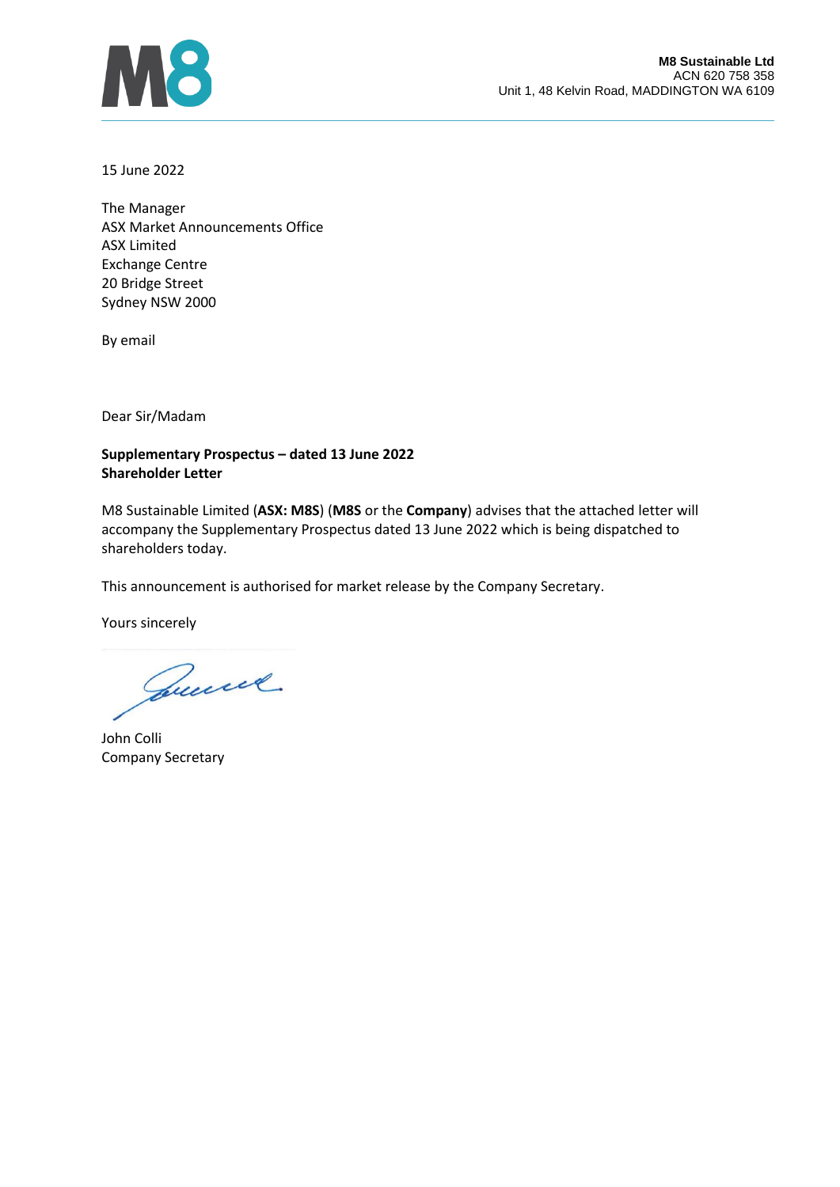**M8 Sustainable Ltd**
ACN 620 758 358
Unit 1, 48 Kelvin Road, MADDINGTON WA 6109

15 June 2022

The Manager
ASX Market Announcements Office
ASX Limited
Exchange Centre
20 Bridge Street
Sydney NSW 2000

By email

Dear Sir/Madam

**Supplementary Prospectus – dated 13 June 2022**
**Shareholder Letter**

M8 Sustainable Limited (**ASX: M8S**) (**M8S** or the **Company**) advises that the attached letter will accompany the Supplementary Prospectus dated 13 June 2022 which is being dispatched to shareholders today.

This announcement is authorised for market release by the Company Secretary.

Yours sincerely

John Colli
Company Secretary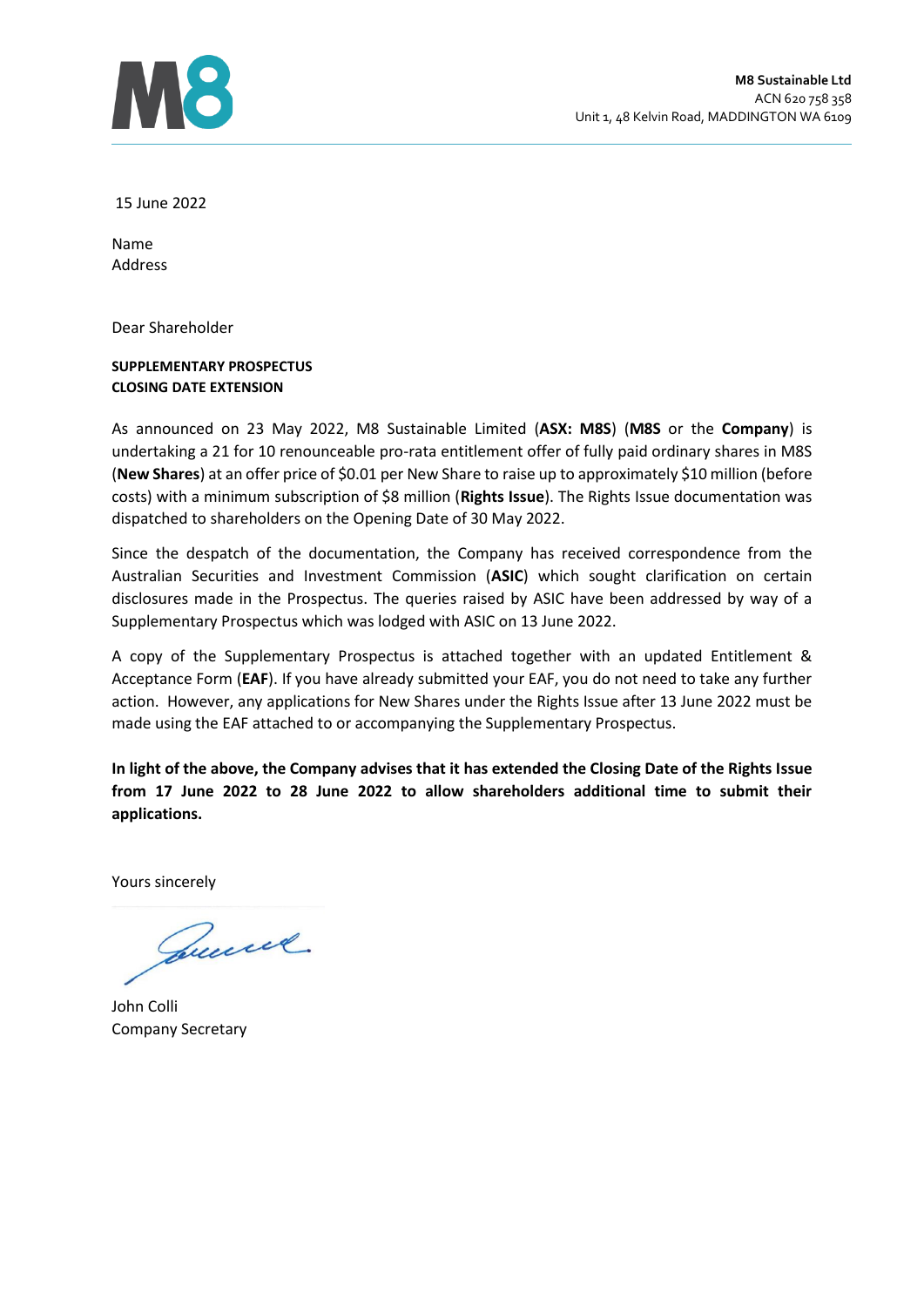**M8 Sustainable Ltd**
ACN 620 758 358
Unit 1, 48 Kelvin Road, MADDINGTON WA 6109

15 June 2022

Name
Address

Dear Shareholder

**SUPPLEMENTARY PROSPECTUS**
**CLOSING DATE EXTENSION**

As announced on 23 May 2022, M8 Sustainable Limited (**ASX: M8S**) (**M8S** or the **Company**) is undertaking a 21 for 10 renounceable pro-rata entitlement offer of fully paid ordinary shares in M8S (**New Shares**) at an offer price of $0.01 per New Share to raise up to approximately $10 million (before costs) with a minimum subscription of $8 million (**Rights Issue**). The Rights Issue documentation was dispatched to shareholders on the Opening Date of 30 May 2022.

Since the despatch of the documentation, the Company has received correspondence from the Australian Securities and Investment Commission (**ASIC**) which sought clarification on certain disclosures made in the Prospectus. The queries raised by ASIC have been addressed by way of a Supplementary Prospectus which was lodged with ASIC on 13 June 2022.

A copy of the Supplementary Prospectus is attached together with an updated Entitlement & Acceptance Form (**EAF**). If you have already submitted your EAF, you do not need to take any further action. However, any applications for New Shares under the Rights Issue after 13 June 2022 must be made using the EAF attached to or accompanying the Supplementary Prospectus.

**In light of the above, the Company advises that it has extended the Closing Date of the Rights Issue from 17 June 2022 to 28 June 2022 to allow shareholders additional time to submit their applications.**

Yours sincerely

John Colli
Company Secretary